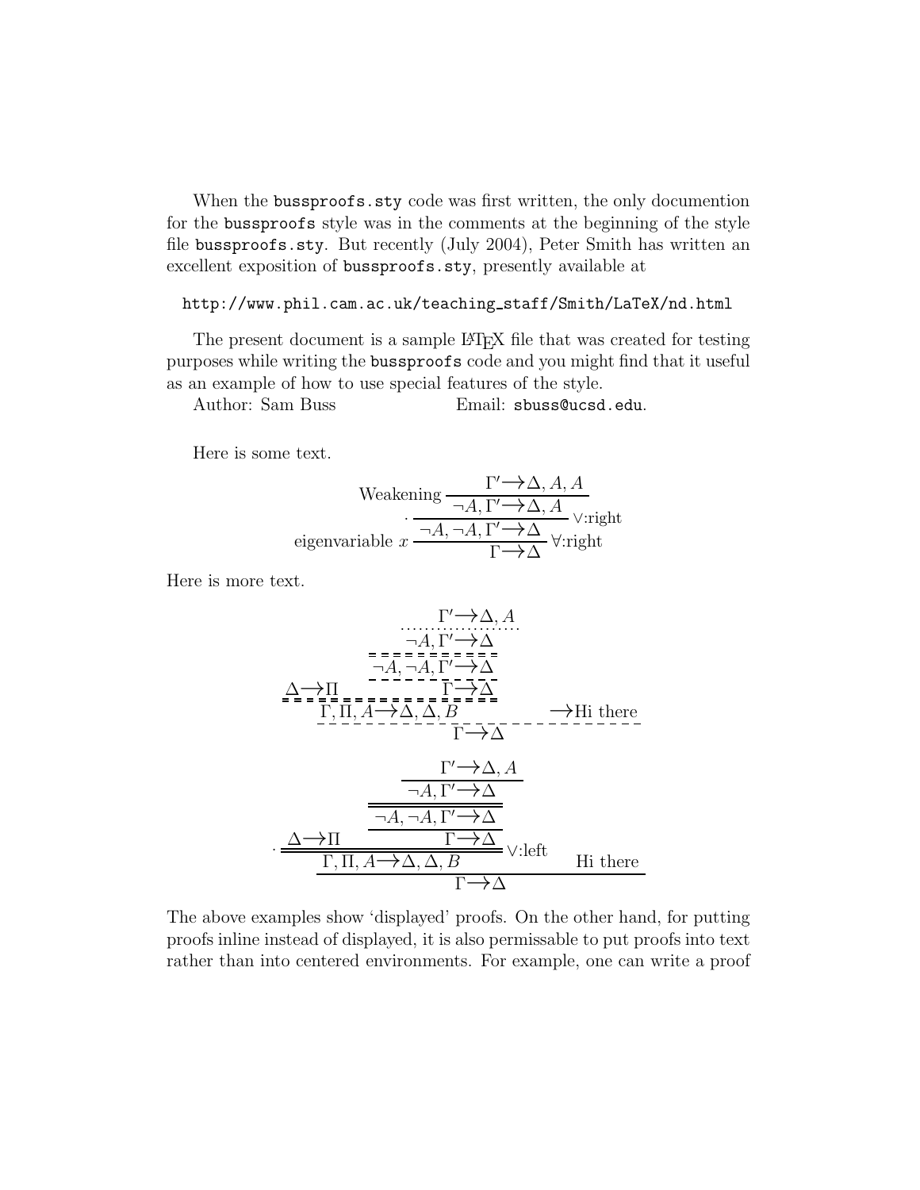When the `bussproofs.sty` code was first written, the only documention for the `bussproofs` style was in the comments at the beginning of the style file `bussproofs.sty`. But recently (July 2004), Peter Smith has written an excellent exposition of `bussproofs.sty`, presently available at

`http://www.phil.cam.ac.uk/teaching_staff/Smith/LaTeX/nd.html`

The present document is a sample LaTeX file that was created for testing purposes while writing the `bussproofs` code and you might find that it useful as an example of how to use special features of the style.

Author: Sam Buss  Email: `sbuss@ucsd.edu`.

Here is some text.

$$
\dfrac{\dfrac{\dfrac{\Gamma' \longrightarrow \Delta, A, A}{\neg A, \Gamma' \longrightarrow \Delta, A}\ \text{Weakening}}{\neg A, \neg A, \Gamma' \longrightarrow \Delta}\ \lor\text{:right}}{\Gamma \longrightarrow \Delta}\ \text{eigenvariable } x \quad \forall\text{:right}
$$

Here is more text.

$$
\dfrac{\Delta \longrightarrow \Pi \qquad \dfrac{\dfrac{\dfrac{\Gamma' \longrightarrow \Delta, A}{\neg A, \Gamma' \longrightarrow \Delta}}{\neg A, \neg A, \Gamma' \longrightarrow \Delta}}{\Gamma \longrightarrow \Delta}}{\dfrac{\Gamma, \Pi, A \longrightarrow \Delta, \Delta, B \qquad \longrightarrow \text{Hi there}}{\Gamma \longrightarrow \Delta}}
$$

$$
\dfrac{\dfrac{\Delta \longrightarrow \Pi \qquad \dfrac{\dfrac{\dfrac{\Gamma' \longrightarrow \Delta, A}{\neg A, \Gamma' \longrightarrow \Delta}}{\neg A, \neg A, \Gamma' \longrightarrow \Delta}}{\Gamma \longrightarrow \Delta}}{\Gamma, \Pi, A \longrightarrow \Delta, \Delta, B}\ \lor\text{:left} \qquad \text{Hi there}}{\Gamma \longrightarrow \Delta}
$$

The above examples show 'displayed' proofs. On the other hand, for putting proofs inline instead of displayed, it is also permissable to put proofs into text rather than into centered environments. For example, one can write a proof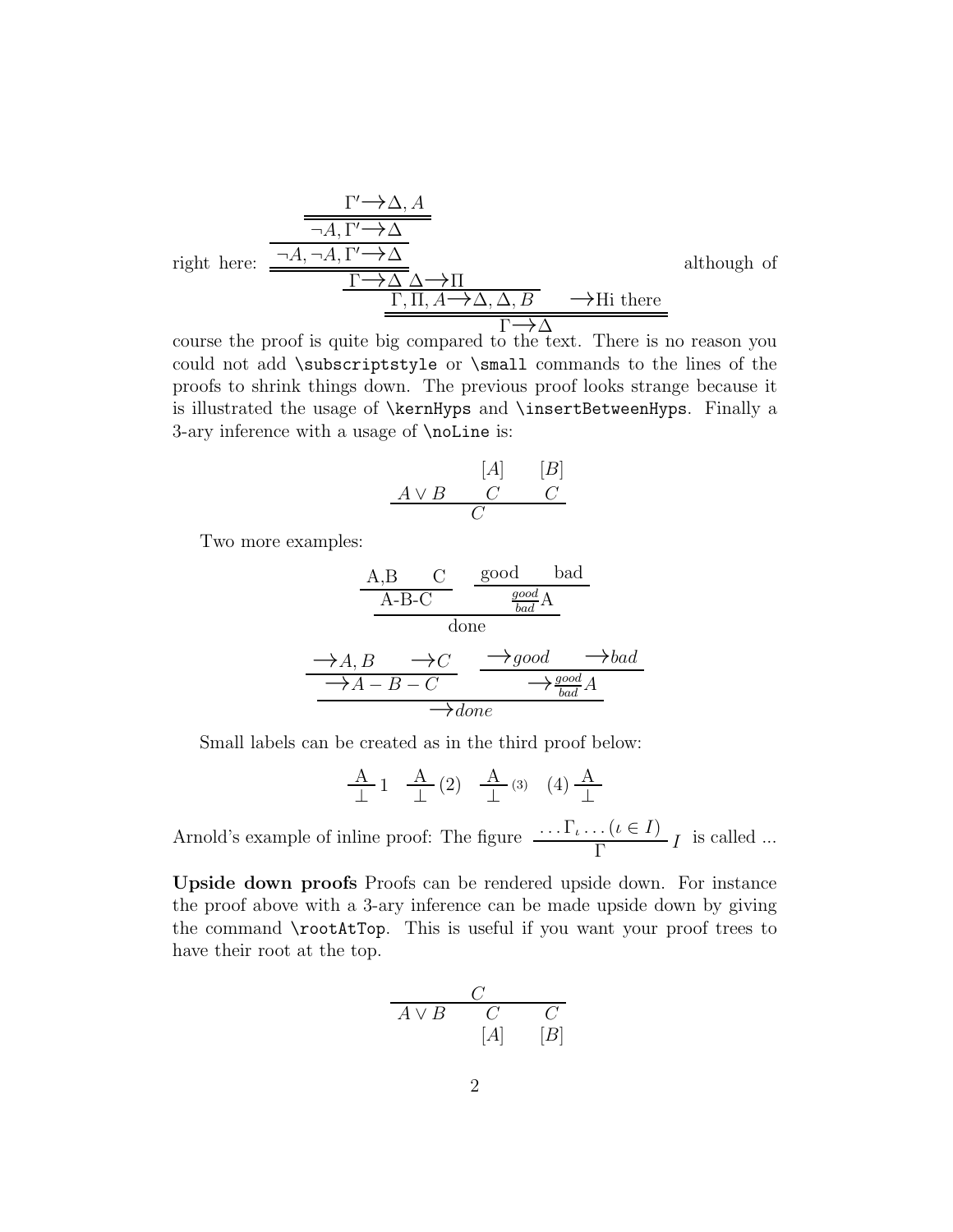right here: 

$$
\dfrac{\dfrac{\dfrac{\dfrac{\Gamma'\longrightarrow\Delta, A}{\neg A, \Gamma'\longrightarrow\Delta}}{\neg A, \neg A, \Gamma'\longrightarrow\Delta}\quad \Delta\longrightarrow\Pi}{\Gamma, \Pi, A\longrightarrow\Delta, \Delta, B} \qquad \longrightarrow\text{Hi there}}{\Gamma\longrightarrow\Delta}
$$

although of course the proof is quite big compared to the text. There is no reason you could not add `\subscriptstyle` or `\small` commands to the lines of the proofs to shrink things down. The previous proof looks strange because it is illustrated the usage of `\kernHyps` and `\insertBetweenHyps`. Finally a 3-ary inference with a usage of `\noLine` is:

$$
\dfrac{A \vee B \qquad \begin{matrix}[A]\\ C\end{matrix} \qquad \begin{matrix}[B]\\ C\end{matrix}}{C}
$$

Two more examples:

$$
\dfrac{\dfrac{\text{A,B} \qquad \text{C}}{\text{A-B-C}} \qquad \dfrac{\text{good} \qquad \text{bad}}{\frac{good}{bad}\text{A}}}{\text{done}}
$$

$$
\dfrac{\dfrac{\longrightarrow A, B \qquad \longrightarrow C}{\longrightarrow A - B - C} \qquad \dfrac{\longrightarrow good \qquad \longrightarrow bad}{\longrightarrow \frac{good}{bad} A}}{\longrightarrow done}
$$

Small labels can be created as in the third proof below:

$$
\dfrac{\text{A}}{\bot}\,1 \quad \dfrac{\text{A}}{\bot}\,(2) \quad \dfrac{\text{A}}{\bot}\,{\scriptstyle (3)} \quad (4)\,\dfrac{\text{A}}{\bot}
$$

Arnold's example of inline proof: The figure $\dfrac{\dots\Gamma_\iota\dots(\iota \in I)}{\Gamma}\,I$ is called ...

**Upside down proofs** Proofs can be rendered upside down. For instance the proof above with a 3-ary inference can be made upside down by giving the command `\rootAtTop`. This is useful if you want your proof trees to have their root at the top.

$$
\begin{array}{c}
C \\ \hline
A \vee B \qquad \begin{matrix} C \\ [A] \end{matrix} \qquad \begin{matrix} C \\ [B] \end{matrix}
\end{array}
$$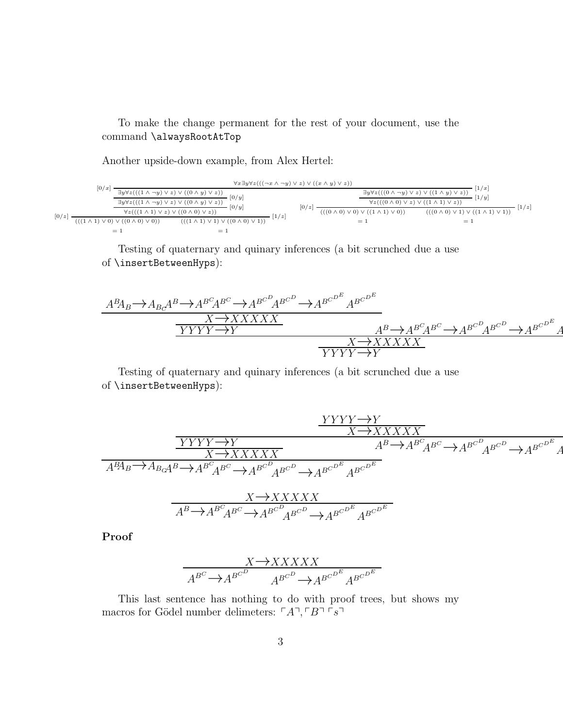To make the change permanent for the rest of your document, use the command `\alwaysRootAtTop`

Another upside-down example, from Alex Hertel:

$$\dfrac{\dfrac{\dfrac{\dfrac{\dfrac{\forall x \exists y \forall z (((\neg x \wedge \neg y) \vee z) \vee ((x \wedge y) \vee z))}{\exists y \forall z (((1 \wedge \neg y) \vee z) \vee ((0 \wedge y) \vee z))}[0/x]}{\exists y \forall z (((1 \wedge \neg y) \vee z) \vee ((0 \wedge y) \vee z))}[0/y]}{\forall z (((1 \wedge 1) \vee z) \vee ((0 \wedge 0) \vee z))}[0/y]}{(((1 \wedge 1) \vee 0) \vee ((0 \wedge 0) \vee 0)) \quad (((1 \wedge 1) \vee 1) \vee ((0 \wedge 0) \vee 1))}[0/z]\,[1/z]}{= 1 \qquad = 1}$$

$$\dfrac{\dfrac{\dfrac{\exists y \forall z (((0 \wedge \neg y) \vee z) \vee ((1 \wedge y) \vee z))}{\forall z (((0 \wedge 0) \vee z) \vee ((1 \wedge 1) \vee z))}[1/y]}{(((0 \wedge 0) \vee 0) \vee ((1 \wedge 1) \vee 0)) \quad (((0 \wedge 0) \vee 1) \vee ((1 \wedge 1) \vee 1))}[0/z]\,[1/z]}{= 1 \qquad = 1}[1/x]$$

Testing of quaternary and quinary inferences (a bit scrunched due a use of `\insertBetweenHyps`):

$$\dfrac{A^B A_B \longrightarrow A_{B_C} A^B \longrightarrow A^{B^C} A^{B^C} \longrightarrow A^{B^{C^D}} A^{B^{C^D}} \longrightarrow A^{B^{C^{D^E}}}\ A^{B^{C^{D^E}}} \qquad \dfrac{\dfrac{A^B \longrightarrow A^{B^C} A^{B^C} \longrightarrow A^{B^{C^D}} A^{B^{C^D}} \longrightarrow A^{B^{C^{D^E}}}\ A}{X \longrightarrow XXXXX}}{YYYY \longrightarrow Y}}{\dfrac{X \longrightarrow XXXXX}{YYYY \longrightarrow Y}}$$

Testing of quaternary and quinary inferences (a bit scrunched due a use of `\insertBetweenHyps`):

$$\dfrac{\dfrac{YYYY \longrightarrow Y}{X \longrightarrow XXXXX} \qquad \dfrac{\dfrac{YYYY \longrightarrow Y}{X \longrightarrow XXXXX}}{A^B \longrightarrow A^{B^C} A^{B^C} \longrightarrow A^{B^{C^D}} A^{B^{C^D}} \longrightarrow A^{B^{C^{D^E}}}\ A}}{A^B A_B \longrightarrow A_{B_C} A^B \longrightarrow A^{B^C} A^{B^C} \longrightarrow A^{B^{C^D}} A^{B^{C^D}} \longrightarrow A^{B^{C^{D^E}}}\ A^{B^{C^{D^E}}}}$$

$$\dfrac{X \longrightarrow XXXXX}{A^B \longrightarrow A^{B^C} A^{B^C} \longrightarrow A^{B^{C^D}} A^{B^{C^D}} \longrightarrow A^{B^{C^{D^E}}}\ A^{B^{C^{D^E}}}}$$

**Proof**

$$\dfrac{X \longrightarrow XXXXX}{A^{B^C} \longrightarrow A^{B^{C^D}} \qquad A^{B^{C^D}} \longrightarrow A^{B^{C^{D^E}}}\ A^{B^{C^{D^E}}}}$$

This last sentence has nothing to do with proof trees, but shows my macros for Gödel number delimeters: $\ulcorner A \urcorner, \ulcorner B \urcorner\, \ulcorner s \urcorner$